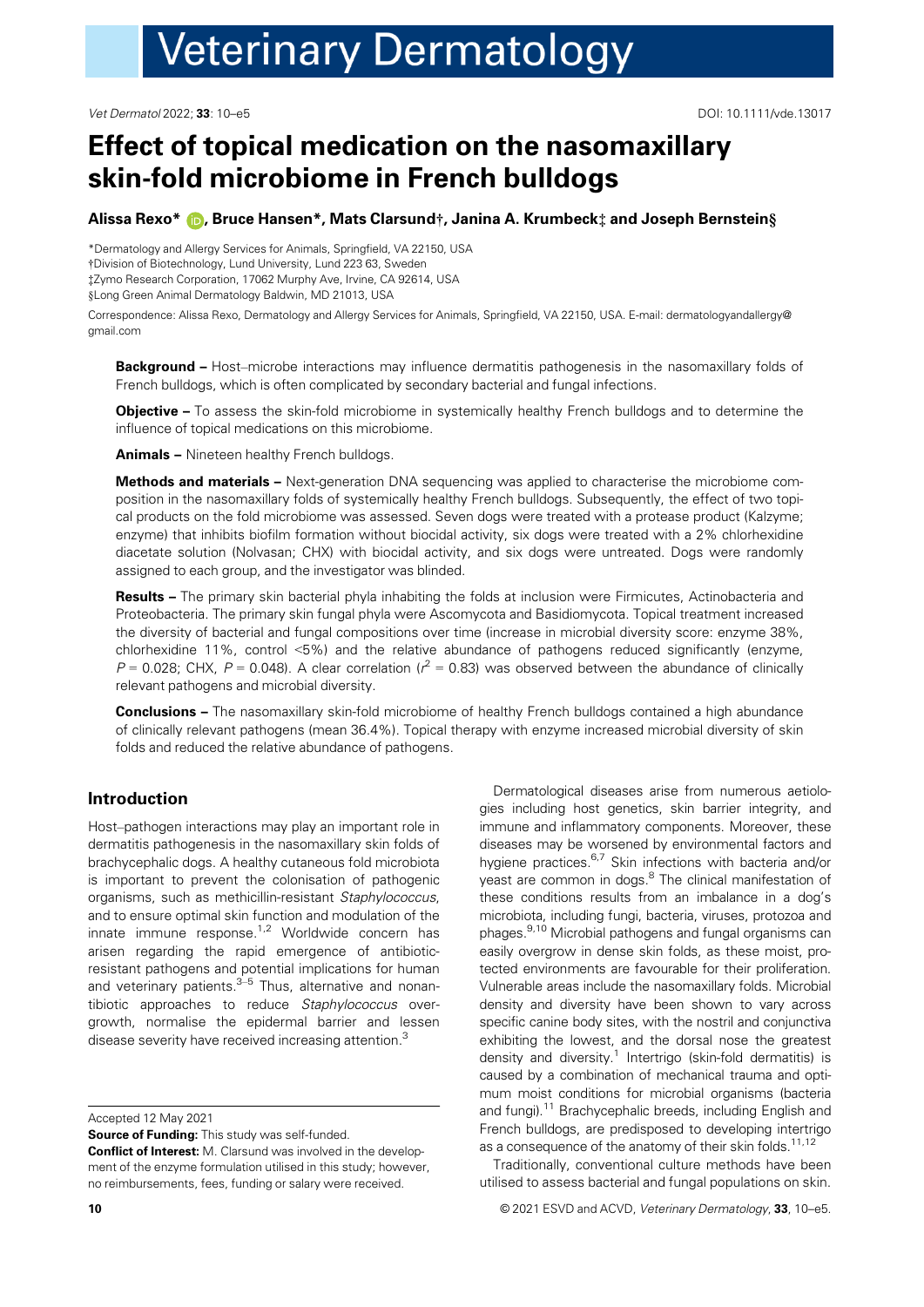# Effect of topical medication on the nasomaxillary skin-fold microbiome in French bulldogs

**Alissa Rexo\*, Bruce Hansen\*, Mats Clarsund†, Janina A. Krumbeck‡ and Joseph Bernstein§**

\*Dermatology and Allergy Services for Animals, Springfield, VA 22150, USA
†Division of Biotechnology, Lund University, Lund 223 63, Sweden
‡Zymo Research Corporation, 17062 Murphy Ave, Irvine, CA 92614, USA
§Long Green Animal Dermatology Baldwin, MD 21013, USA

Correspondence: Alissa Rexo, Dermatology and Allergy Services for Animals, Springfield, VA 22150, USA. E-mail: dermatologyandallergy@gmail.com

**Background –** Host–microbe interactions may influence dermatitis pathogenesis in the nasomaxillary folds of French bulldogs, which is often complicated by secondary bacterial and fungal infections.

**Objective –** To assess the skin-fold microbiome in systemically healthy French bulldogs and to determine the influence of topical medications on this microbiome.

**Animals –** Nineteen healthy French bulldogs.

**Methods and materials –** Next-generation DNA sequencing was applied to characterise the microbiome composition in the nasomaxillary folds of systemically healthy French bulldogs. Subsequently, the effect of two topical products on the fold microbiome was assessed. Seven dogs were treated with a protease product (Kalzyme; enzyme) that inhibits biofilm formation without biocidal activity, six dogs were treated with a 2% chlorhexidine diacetate solution (Nolvasan; CHX) with biocidal activity, and six dogs were untreated. Dogs were randomly assigned to each group, and the investigator was blinded.

**Results –** The primary skin bacterial phyla inhabiting the folds at inclusion were Firmicutes, Actinobacteria and Proteobacteria. The primary skin fungal phyla were Ascomycota and Basidiomycota. Topical treatment increased the diversity of bacterial and fungal compositions over time (increase in microbial diversity score: enzyme 38%, chlorhexidine 11%, control <5%) and the relative abundance of pathogens reduced significantly (enzyme, $P = 0.028$; CHX, $P = 0.048$). A clear correlation ($r^2 = 0.83$) was observed between the abundance of clinically relevant pathogens and microbial diversity.

**Conclusions –** The nasomaxillary skin-fold microbiome of healthy French bulldogs contained a high abundance of clinically relevant pathogens (mean 36.4%). Topical therapy with enzyme increased microbial diversity of skin folds and reduced the relative abundance of pathogens.

## Introduction

Host–pathogen interactions may play an important role in dermatitis pathogenesis in the nasomaxillary skin folds of brachycephalic dogs. A healthy cutaneous fold microbiota is important to prevent the colonisation of pathogenic organisms, such as methicillin-resistant *Staphylococcus*, and to ensure optimal skin function and modulation of the innate immune response.[1,2] Worldwide concern has arisen regarding the rapid emergence of antibiotic-resistant pathogens and potential implications for human and veterinary patients.[3–5] Thus, alternative and nonantibiotic approaches to reduce *Staphylococcus* overgrowth, normalise the epidermal barrier and lessen disease severity have received increasing attention.[3]

Dermatological diseases arise from numerous aetiologies including host genetics, skin barrier integrity, and immune and inflammatory components. Moreover, these diseases may be worsened by environmental factors and hygiene practices.[6,7] Skin infections with bacteria and/or yeast are common in dogs.[8] The clinical manifestation of these conditions results from an imbalance in a dog's microbiota, including fungi, bacteria, viruses, protozoa and phages.[9,10] Microbial pathogens and fungal organisms can easily overgrow in dense skin folds, as these moist, protected environments are favourable for their proliferation. Vulnerable areas include the nasomaxillary folds. Microbial density and diversity have been shown to vary across specific canine body sites, with the nostril and conjunctiva exhibiting the lowest, and the dorsal nose the greatest density and diversity.[1] Intertrigo (skin-fold dermatitis) is caused by a combination of mechanical trauma and optimum moist conditions for microbial organisms (bacteria and fungi).[11] Brachycephalic breeds, including English and French bulldogs, are predisposed to developing intertrigo as a consequence of the anatomy of their skin folds.[11,12]

Traditionally, conventional culture methods have been utilised to assess bacterial and fungal populations on skin.

Accepted 12 May 2021

**Source of Funding:** This study was self-funded.

**Conflict of Interest:** M. Clarsund was involved in the development of the enzyme formulation utilised in this study; however, no reimbursements, fees, funding or salary were received.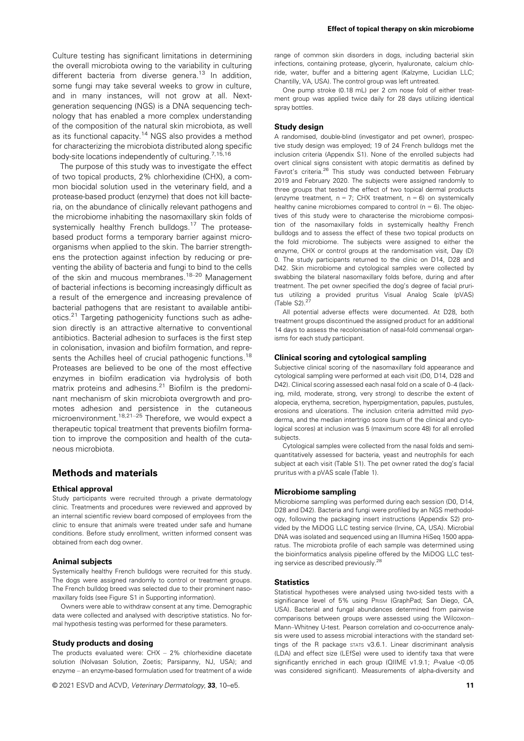Culture testing has significant limitations in determining the overall microbiota owing to the variability in culturing different bacteria from diverse genera.[13] In addition, some fungi may take several weeks to grow in culture, and in many instances, will not grow at all. Next-generation sequencing (NGS) is a DNA sequencing technology that has enabled a more complex understanding of the composition of the natural skin microbiota, as well as its functional capacity.[14] NGS also provides a method for characterizing the microbiota distributed along specific body-site locations independently of culturing.[7,15,16]

The purpose of this study was to investigate the effect of two topical products, 2% chlorhexidine (CHX), a common biocidal solution used in the veterinary field, and a protease-based product (enzyme) that does not kill bacteria, on the abundance of clinically relevant pathogens and the microbiome inhabiting the nasomaxillary skin folds of systemically healthy French bulldogs.[17] The protease-based product forms a temporary barrier against microorganisms when applied to the skin. The barrier strengthens the protection against infection by reducing or preventing the ability of bacteria and fungi to bind to the cells of the skin and mucous membranes.[18–20] Management of bacterial infections is becoming increasingly difficult as a result of the emergence and increasing prevalence of bacterial pathogens that are resistant to available antibiotics.[21] Targeting pathogenicity functions such as adhesion directly is an attractive alternative to conventional antibiotics. Bacterial adhesion to surfaces is the first step in colonisation, invasion and biofilm formation, and represents the Achilles heel of crucial pathogenic functions.[18] Proteases are believed to be one of the most effective enzymes in biofilm eradication via hydrolysis of both matrix proteins and adhesins.[21] Biofilm is the predominant mechanism of skin microbiota overgrowth and promotes adhesion and persistence in the cutaneous microenvironment.[18,21–25] Therefore, we would expect a therapeutic topical treatment that prevents biofilm formation to improve the composition and health of the cutaneous microbiota.

## Methods and materials

### Ethical approval

Study participants were recruited through a private dermatology clinic. Treatments and procedures were reviewed and approved by an internal scientific review board composed of employees from the clinic to ensure that animals were treated under safe and humane conditions. Before study enrollment, written informed consent was obtained from each dog owner.

### Animal subjects

Systemically healthy French bulldogs were recruited for this study. The dogs were assigned randomly to control or treatment groups. The French bulldog breed was selected due to their prominent nasomaxillary folds (see Figure S1 in Supporting information).

Owners were able to withdraw consent at any time. Demographic data were collected and analysed with descriptive statistics. No formal hypothesis testing was performed for these parameters.

### Study products and dosing

The products evaluated were: CHX – 2% chlorhexidine diacetate solution (Nolvasan Solution, Zoetis; Parsipanny, NJ, USA); and enzyme – an enzyme-based formulation used for treatment of a wide range of common skin disorders in dogs, including bacterial skin infections, containing protease, glycerin, hyaluronate, calcium chloride, water, buffer and a bittering agent (Kalzyme, Lucidian LLC; Chantilly, VA, USA). The control group was left untreated.

One pump stroke (0.18 mL) per 2 cm nose fold of either treatment group was applied twice daily for 28 days utilizing identical spray bottles.

### Study design

A randomised, double-blind (investigator and pet owner), prospective study design was employed; 19 of 24 French bulldogs met the inclusion criteria (Appendix S1). None of the enrolled subjects had overt clinical signs consistent with atopic dermatitis as defined by Favrot's criteria.[26] This study was conducted between February 2019 and February 2020. The subjects were assigned randomly to three groups that tested the effect of two topical dermal products (enzyme treatment, n = 7; CHX treatment, n = 6) on systemically healthy canine microbiomes compared to control (n = 6). The objectives of this study were to characterise the microbiome composition of the nasomaxillary folds in systemically healthy French bulldogs and to assess the effect of these two topical products on the fold microbiome. The subjects were assigned to either the enzyme, CHX or control groups at the randomisation visit, Day (D) 0. The study participants returned to the clinic on D14, D28 and D42. Skin microbiome and cytological samples were collected by swabbing the bilateral nasomaxillary folds before, during and after treatment. The pet owner specified the dog's degree of facial pruritus utilizing a provided pruritus Visual Analog Scale (pVAS) (Table S2).[27]

All potential adverse effects were documented. At D28, both treatment groups discontinued the assigned product for an additional 14 days to assess the recolonisation of nasal-fold commensal organisms for each study participant.

### Clinical scoring and cytological sampling

Subjective clinical scoring of the nasomaxillary fold appearance and cytological sampling were performed at each visit (D0, D14, D28 and D42). Clinical scoring assessed each nasal fold on a scale of 0–4 (lacking, mild, moderate, strong, very strong) to describe the extent of alopecia, erythema, secretion, hyperpigmentation, papules, pustules, erosions and ulcerations. The inclusion criteria admitted mild pyoderma, and the median intertrigo score (sum of the clinical and cytological scores) at inclusion was 5 (maximum score 48) for all enrolled subjects.

Cytological samples were collected from the nasal folds and semi-quantitatively assessed for bacteria, yeast and neutrophils for each subject at each visit (Table S1). The pet owner rated the dog's facial pruritus with a pVAS scale (Table 1).

### Microbiome sampling

Microbiome sampling was performed during each session (D0, D14, D28 and D42). Bacteria and fungi were profiled by an NGS methodology, following the packaging insert instructions (Appendix S2) provided by the MiDOG LLC testing service (Irvine, CA, USA). Microbial DNA was isolated and sequenced using an Illumina HiSeq 1500 apparatus. The microbiota profile of each sample was determined using the bioinformatics analysis pipeline offered by the MiDOG LLC testing service as described previously.[28]

### Statistics

Statistical hypotheses were analysed using two-sided tests with a significance level of 5% using PRISM (GraphPad; San Diego, CA, USA). Bacterial and fungal abundances determined from pairwise comparisons between groups were assessed using the Wilcoxon–Mann–Whitney U-test. Pearson correlation and co-occurrence analysis were used to assess microbial interactions with the standard settings of the R package STATS v3.6.1. Linear discriminant analysis (LDA) and effect size (LEfSe) were used to identify taxa that were significantly enriched in each group (QIIME v1.9.1; $P$-value $<0.05$ was considered significant). Measurements of alpha-diversity and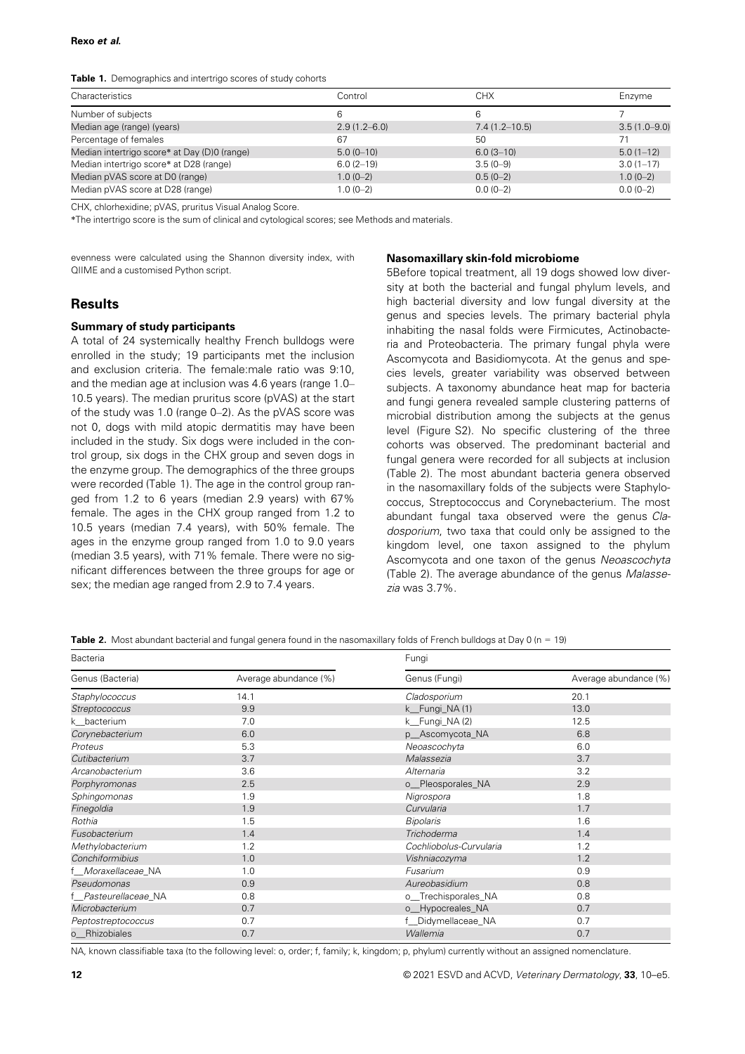**Table 1.** Demographics and intertrigo scores of study cohorts

| Characteristics | Control | CHX | Enzyme |
| --- | --- | --- | --- |
| Number of subjects | 6 | 6 | 7 |
| Median age (range) (years) | 2.9 (1.2–6.0) | 7.4 (1.2–10.5) | 3.5 (1.0–9.0) |
| Percentage of females | 67 | 50 | 71 |
| Median intertrigo score* at Day (D)0 (range) | 5.0 (0–10) | 6.0 (3–10) | 5.0 (1–12) |
| Median intertrigo score* at D28 (range) | 6.0 (2–19) | 3.5 (0–9) | 3.0 (1–17) |
| Median pVAS score at D0 (range) | 1.0 (0–2) | 0.5 (0–2) | 1.0 (0–2) |
| Median pVAS score at D28 (range) | 1.0 (0–2) | 0.0 (0–2) | 0.0 (0–2) |

CHX, chlorhexidine; pVAS, pruritus Visual Analog Score.

*The intertrigo score is the sum of clinical and cytological scores; see Methods and materials.

evenness were calculated using the Shannon diversity index, with QIIME and a customised Python script.

## Results

### Summary of study participants

A total of 24 systemically healthy French bulldogs were enrolled in the study; 19 participants met the inclusion and exclusion criteria. The female:male ratio was 9:10, and the median age at inclusion was 4.6 years (range 1.0–10.5 years). The median pruritus score (pVAS) at the start of the study was 1.0 (range 0–2). As the pVAS score was not 0, dogs with mild atopic dermatitis may have been included in the study. Six dogs were included in the control group, six dogs in the CHX group and seven dogs in the enzyme group. The demographics of the three groups were recorded (Table 1). The age in the control group ranged from 1.2 to 6 years (median 2.9 years) with 67% female. The ages in the CHX group ranged from 1.2 to 10.5 years (median 7.4 years), with 50% female. The ages in the enzyme group ranged from 1.0 to 9.0 years (median 3.5 years), with 71% female. There were no significant differences between the three groups for age or sex; the median age ranged from 2.9 to 7.4 years.

### Nasomaxillary skin-fold microbiome

5Before topical treatment, all 19 dogs showed low diversity at both the bacterial and fungal phylum levels, and high bacterial diversity and low fungal diversity at the genus and species levels. The primary bacterial phyla inhabiting the nasal folds were Firmicutes, Actinobacteria and Proteobacteria. The primary fungal phyla were Ascomycota and Basidiomycota. At the genus and species levels, greater variability was observed between subjects. A taxonomy abundance heat map for bacteria and fungi genera revealed sample clustering patterns of microbial distribution among the subjects at the genus level (Figure S2). No specific clustering of the three cohorts was observed. The predominant bacterial and fungal genera were recorded for all subjects at inclusion (Table 2). The most abundant bacteria genera observed in the nasomaxillary folds of the subjects were Staphylococcus, Streptococcus and Corynebacterium. The most abundant fungal taxa observed were the genus *Cladosporium*, two taxa that could only be assigned to the kingdom level, one taxon assigned to the phylum Ascomycota and one taxon of the genus *Neoascochyta* (Table 2). The average abundance of the genus *Malassezia* was 3.7%.

**Table 2.** Most abundant bacterial and fungal genera found in the nasomaxillary folds of French bulldogs at Day 0 (n = 19)

| Bacteria | | Fungi | |
| --- | --- | --- | --- |
| Genus (Bacteria) | Average abundance (%) | Genus (Fungi) | Average abundance (%) |
| *Staphylococcus* | 14.1 | *Cladosporium* | 20.1 |
| *Streptococcus* | 9.9 | k__Fungi_NA (1) | 13.0 |
| k__bacterium | 7.0 | k__Fungi_NA (2) | 12.5 |
| *Corynebacterium* | 6.0 | p__Ascomycota_NA | 6.8 |
| *Proteus* | 5.3 | *Neoascochyta* | 6.0 |
| *Cutibacterium* | 3.7 | *Malassezia* | 3.7 |
| *Arcanobacterium* | 3.6 | *Alternaria* | 3.2 |
| *Porphyromonas* | 2.5 | o__Pleosporales_NA | 2.9 |
| *Sphingomonas* | 1.9 | *Nigrospora* | 1.8 |
| *Finegoldia* | 1.9 | *Curvularia* | 1.7 |
| *Rothia* | 1.5 | *Bipolaris* | 1.6 |
| *Fusobacterium* | 1.4 | *Trichoderma* | 1.4 |
| *Methylobacterium* | 1.2 | *Cochliobolus-Curvularia* | 1.2 |
| *Conchiformibius* | 1.0 | *Vishniacozyma* | 1.2 |
| f__*Moraxellaceae*_NA | 1.0 | *Fusarium* | 0.9 |
| *Pseudomonas* | 0.9 | *Aureobasidium* | 0.8 |
| f__*Pasteurellaceae*_NA | 0.8 | o__Trechisporales_NA | 0.8 |
| *Microbacterium* | 0.7 | o__Hypocreales_NA | 0.7 |
| *Peptostreptococcus* | 0.7 | f__Didymellaceae_NA | 0.7 |
| o__Rhizobiales | 0.7 | *Wallemia* | 0.7 |

NA, known classifiable taxa (to the following level: o, order; f, family; k, kingdom; p, phylum) currently without an assigned nomenclature.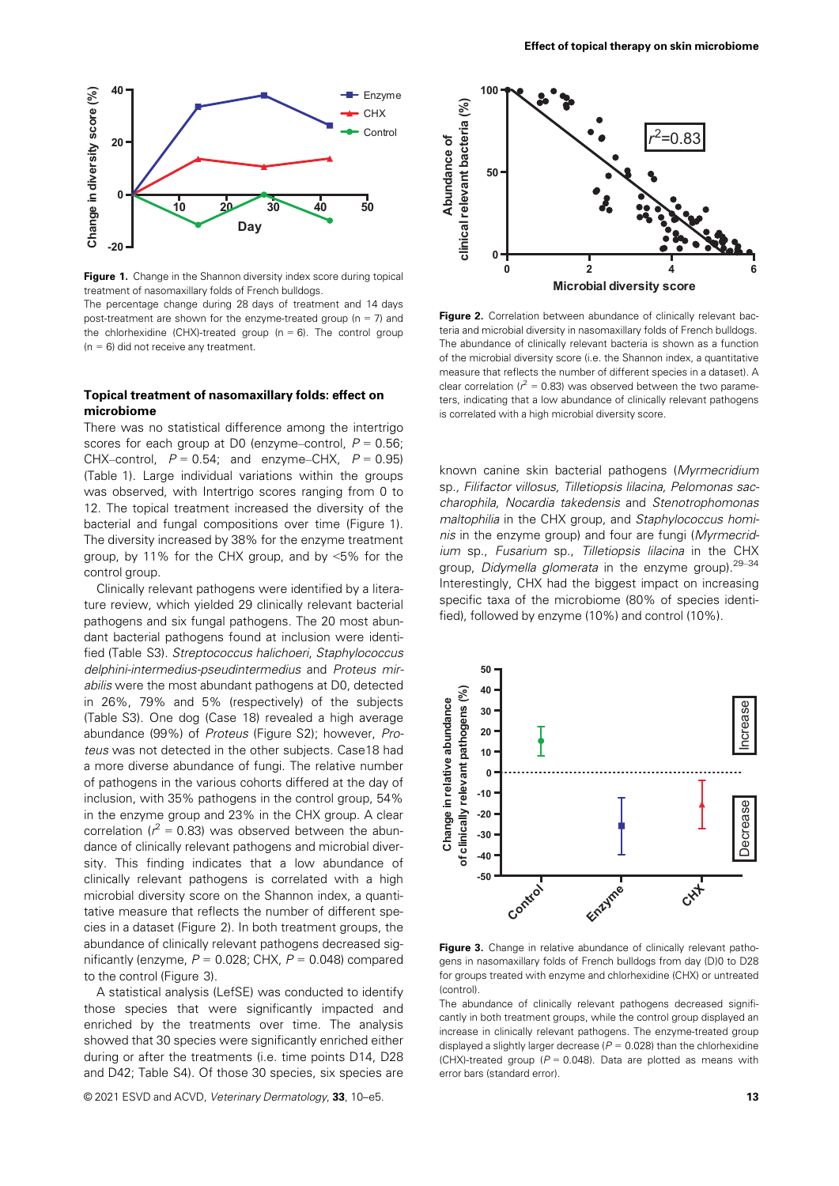**Figure 1.** Change in the Shannon diversity index score during topical treatment of nasomaxillary folds of French bulldogs.

The percentage change during 28 days of treatment and 14 days post-treatment are shown for the enzyme-treated group (n = 7) and the chlorhexidine (CHX)-treated group (n = 6). The control group (n = 6) did not receive any treatment.

### Topical treatment of nasomaxillary folds: effect on microbiome

There was no statistical difference among the intertrigo scores for each group at D0 (enzyme–control, $P = 0.56$; CHX–control, $P = 0.54$; and enzyme–CHX, $P = 0.95$) (Table 1). Large individual variations within the groups was observed, with Intertrigo scores ranging from 0 to 12. The topical treatment increased the diversity of the bacterial and fungal compositions over time (Figure 1). The diversity increased by 38% for the enzyme treatment group, by 11% for the CHX group, and by <5% for the control group.

Clinically relevant pathogens were identified by a literature review, which yielded 29 clinically relevant bacterial pathogens and six fungal pathogens. The 20 most abundant bacterial pathogens found at inclusion were identified (Table S3). *Streptococcus halichoeri*, *Staphylococcus delphini-intermedius-pseudintermedius* and *Proteus mirabilis* were the most abundant pathogens at D0, detected in 26%, 79% and 5% (respectively) of the subjects (Table S3). One dog (Case 18) revealed a high average abundance (99%) of *Proteus* (Figure S2); however, *Proteus* was not detected in the other subjects. Case18 had a more diverse abundance of fungi. The relative number of pathogens in the various cohorts differed at the day of inclusion, with 35% pathogens in the control group, 54% in the enzyme group and 23% in the CHX group. A clear correlation ($r^2 = 0.83$) was observed between the abundance of clinically relevant pathogens and microbial diversity. This finding indicates that a low abundance of clinically relevant pathogens is correlated with a high microbial diversity score on the Shannon index, a quantitative measure that reflects the number of different species in a dataset (Figure 2). In both treatment groups, the abundance of clinically relevant pathogens decreased significantly (enzyme, $P = 0.028$; CHX, $P = 0.048$) compared to the control (Figure 3).

A statistical analysis (LefSE) was conducted to identify those species that were significantly impacted and enriched by the treatments over time. The analysis showed that 30 species were significantly enriched either during or after the treatments (i.e. time points D14, D28 and D42; Table S4). Of those 30 species, six species are known canine skin bacterial pathogens (*Myrmecridium* sp., *Filifactor villosus*, *Tilletiopsis lilacina*, *Pelomonas saccharophila*, *Nocardia takedensis* and *Stenotrophomonas maltophilia* in the CHX group, and *Staphylococcus hominis* in the enzyme group) and four are fungi (*Myrmecridium* sp., *Fusarium* sp., *Tilletiopsis lilacina* in the CHX group, *Didymella glomerata* in the enzyme group).[29–34] Interestingly, CHX had the biggest impact on increasing specific taxa of the microbiome (80% of species identified), followed by enzyme (10%) and control (10%).

**Figure 2.** Correlation between abundance of clinically relevant bacteria and microbial diversity in nasomaxillary folds of French bulldogs. The abundance of clinically relevant bacteria is shown as a function of the microbial diversity score (i.e. the Shannon index, a quantitative measure that reflects the number of different species in a dataset). A clear correlation ($r^2 = 0.83$) was observed between the two parameters, indicating that a low abundance of clinically relevant pathogens is correlated with a high microbial diversity score.

**Figure 3.** Change in relative abundance of clinically relevant pathogens in nasomaxillary folds of French bulldogs from day (D)0 to D28 for groups treated with enzyme and chlorhexidine (CHX) or untreated (control).

The abundance of clinically relevant pathogens decreased significantly in both treatment groups, while the control group displayed an increase in clinically relevant pathogens. The enzyme-treated group displayed a slightly larger decrease ($P = 0.028$) than the chlorhexidine (CHX)-treated group ($P = 0.048$). Data are plotted as means with error bars (standard error).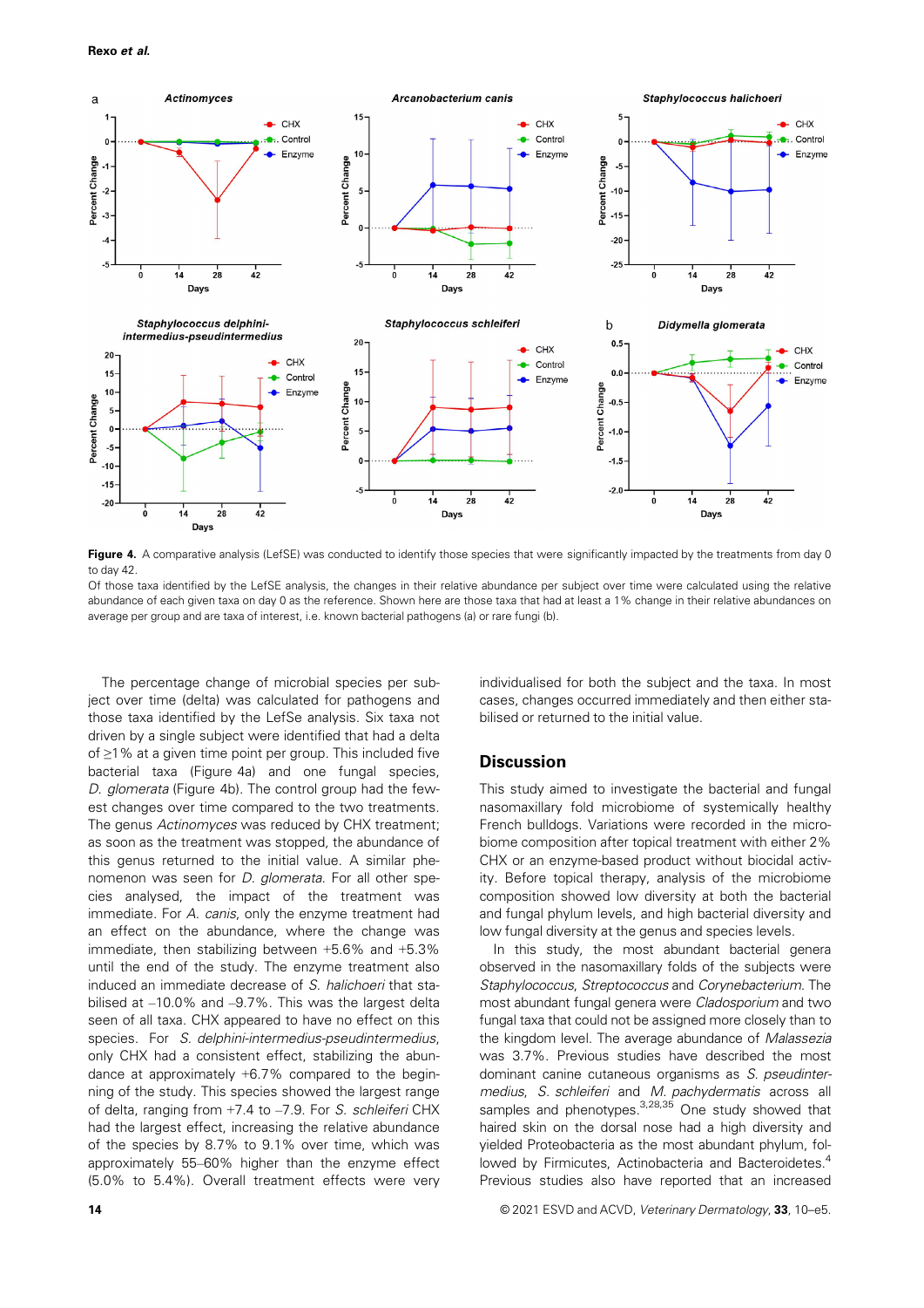**Figure 4.** A comparative analysis (LefSE) was conducted to identify those species that were significantly impacted by the treatments from day 0 to day 42.

Of those taxa identified by the LefSE analysis, the changes in their relative abundance per subject over time were calculated using the relative abundance of each given taxa on day 0 as the reference. Shown here are those taxa that had at least a 1% change in their relative abundances on average per group and are taxa of interest, i.e. known bacterial pathogens (a) or rare fungi (b).

The percentage change of microbial species per subject over time (delta) was calculated for pathogens and those taxa identified by the LefSe analysis. Six taxa not driven by a single subject were identified that had a delta of ≥1% at a given time point per group. This included five bacterial taxa (Figure 4a) and one fungal species, *D. glomerata* (Figure 4b). The control group had the fewest changes over time compared to the two treatments. The genus *Actinomyces* was reduced by CHX treatment; as soon as the treatment was stopped, the abundance of this genus returned to the initial value. A similar phenomenon was seen for *D. glomerata*. For all other species analysed, the impact of the treatment was immediate. For *A. canis*, only the enzyme treatment had an effect on the abundance, where the change was immediate, then stabilizing between +5.6% and +5.3% until the end of the study. The enzyme treatment also induced an immediate decrease of *S. halichoeri* that stabilised at –10.0% and –9.7%. This was the largest delta seen of all taxa. CHX appeared to have no effect on this species. For *S. delphini-intermedius-pseudintermedius*, only CHX had a consistent effect, stabilizing the abundance at approximately +6.7% compared to the beginning of the study. This species showed the largest range of delta, ranging from +7.4 to –7.9. For *S. schleiferi* CHX had the largest effect, increasing the relative abundance of the species by 8.7% to 9.1% over time, which was approximately 55–60% higher than the enzyme effect (5.0% to 5.4%). Overall treatment effects were very individualised for both the subject and the taxa. In most cases, changes occurred immediately and then either stabilised or returned to the initial value.

## Discussion

This study aimed to investigate the bacterial and fungal nasomaxillary fold microbiome of systemically healthy French bulldogs. Variations were recorded in the microbiome composition after topical treatment with either 2% CHX or an enzyme-based product without biocidal activity. Before topical therapy, analysis of the microbiome composition showed low diversity at both the bacterial and fungal phylum levels, and high bacterial diversity and low fungal diversity at the genus and species levels.

In this study, the most abundant bacterial genera observed in the nasomaxillary folds of the subjects were *Staphylococcus*, *Streptococcus* and *Corynebacterium*. The most abundant fungal genera were *Cladosporium* and two fungal taxa that could not be assigned more closely than to the kingdom level. The average abundance of *Malassezia* was 3.7%. Previous studies have described the most dominant canine cutaneous organisms as *S. pseudintermedius*, *S. schleiferi* and *M. pachydermatis* across all samples and phenotypes.[3,28,35] One study showed that haired skin on the dorsal nose had a high diversity and yielded Proteobacteria as the most abundant phylum, followed by Firmicutes, Actinobacteria and Bacteroidetes.[4] Previous studies also have reported that an increased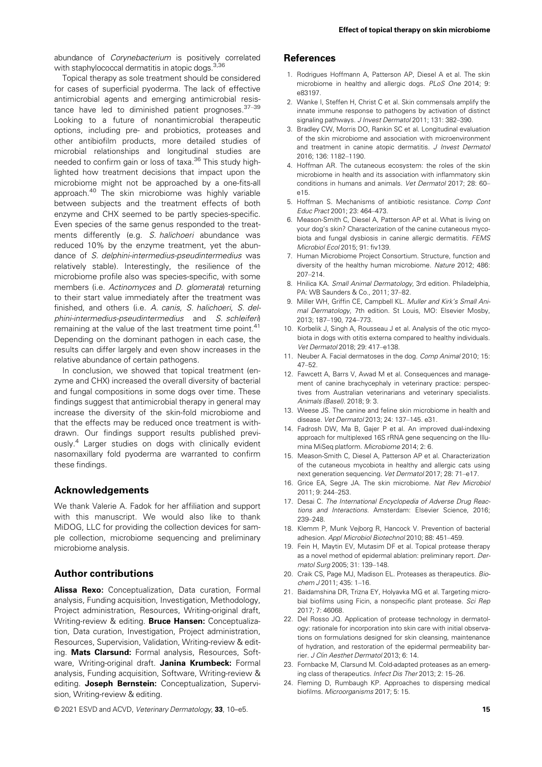abundance of *Corynebacterium* is positively correlated with staphylococcal dermatitis in atopic dogs.[3,36]

Topical therapy as sole treatment should be considered for cases of superficial pyoderma. The lack of effective antimicrobial agents and emerging antimicrobial resistance have led to diminished patient prognoses.[37–39] Looking to a future of nonantimicrobial therapeutic options, including pre- and probiotics, proteases and other antibiofilm products, more detailed studies of microbial relationships and longitudinal studies are needed to confirm gain or loss of taxa.[36] This study highlighted how treatment decisions that impact upon the microbiome might not be approached by a one-fits-all approach.[40] The skin microbiome was highly variable between subjects and the treatment effects of both enzyme and CHX seemed to be partly species-specific. Even species of the same genus responded to the treatments differently (e.g. *S. halichoeri* abundance was reduced 10% by the enzyme treatment, yet the abundance of *S. delphini-intermedius-pseudintermedius* was relatively stable). Interestingly, the resilience of the microbiome profile also was species-specific, with some members (i.e. *Actinomyces* and *D. glomerata*) returning to their start value immediately after the treatment was finished, and others (i.e. *A. canis*, *S. halichoeri*, *S. delphini-intermedius-pseudintermedius* and *S. schleiferi*) remaining at the value of the last treatment time point.[41] Depending on the dominant pathogen in each case, the results can differ largely and even show increases in the relative abundance of certain pathogens.

In conclusion, we showed that topical treatment (enzyme and CHX) increased the overall diversity of bacterial and fungal compositions in some dogs over time. These findings suggest that antimicrobial therapy in general may increase the diversity of the skin-fold microbiome and that the effects may be reduced once treatment is withdrawn. Our findings support results published previously.[4] Larger studies on dogs with clinically evident nasomaxillary fold pyoderma are warranted to confirm these findings.

## Acknowledgements

We thank Valerie A. Fadok for her affiliation and support with this manuscript. We would also like to thank MiDOG, LLC for providing the collection devices for sample collection, microbiome sequencing and preliminary microbiome analysis.

## Author contributions

**Alissa Rexo:** Conceptualization, Data curation, Formal analysis, Funding acquisition, Investigation, Methodology, Project administration, Resources, Writing-original draft, Writing-review & editing. **Bruce Hansen:** Conceptualization, Data curation, Investigation, Project administration, Resources, Supervision, Validation, Writing-review & editing. **Mats Clarsund:** Formal analysis, Resources, Software, Writing-original draft. **Janina Krumbeck:** Formal analysis, Funding acquisition, Software, Writing-review & editing. **Joseph Bernstein:** Conceptualization, Supervision, Writing-review & editing.

## References

1. Rodrigues Hoffmann A, Patterson AP, Diesel A et al. The skin microbiome in healthy and allergic dogs. *PLoS One* 2014; 9: e83197.
2. Wanke I, Steffen H, Christ C et al. Skin commensals amplify the innate immune response to pathogens by activation of distinct signaling pathways. *J Invest Dermatol* 2011; 131: 382–390.
3. Bradley CW, Morris DO, Rankin SC et al. Longitudinal evaluation of the skin microbiome and association with microenvironment and treatment in canine atopic dermatitis. *J Invest Dermatol* 2016; 136: 1182–1190.
4. Hoffman AR. The cutaneous ecosystem: the roles of the skin microbiome in health and its association with inflammatory skin conditions in humans and animals. *Vet Dermatol* 2017; 28: 60–e15.
5. Hoffman S. Mechanisms of antibiotic resistance. *Comp Cont Educ Pract* 2001; 23: 464–473.
6. Meason-Smith C, Diesel A, Patterson AP et al. What is living on your dog's skin? Characterization of the canine cutaneous mycobiota and fungal dysbiosis in canine allergic dermatitis. *FEMS Microbiol Ecol* 2015; 91: fiv139.
7. Human Microbiome Project Consortium. Structure, function and diversity of the healthy human microbiome. *Nature* 2012; 486: 207–214.
8. Hnilica KA. *Small Animal Dermatology*, 3rd edition. Philadelphia, PA: WB Saunders & Co., 2011; 37–82.
9. Miller WH, Griffin CE, Campbell KL. *Muller and Kirk's Small Animal Dermatology*, 7th edition. St Louis, MO: Elsevier Mosby, 2013; 187–190, 724–773.
10. Korbelik J, Singh A, Rousseau J et al. Analysis of the otic mycobiota in dogs with otitis externa compared to healthy individuals. *Vet Dermatol* 2018; 29: 417–e138.
11. Neuber A. Facial dermatoses in the dog. *Comp Animal* 2010; 15: 47–52.
12. Fawcett A, Barrs V, Awad M et al. Consequences and management of canine brachycephaly in veterinary practice: perspectives from Australian veterinarians and veterinary specialists. *Animals (Basel)*. 2018; 9: 3.
13. Weese JS. The canine and feline skin microbiome in health and disease. *Vet Dermatol* 2013; 24: 137–145. e31.
14. Fadrosh DW, Ma B, Gajer P et al. An improved dual-indexing approach for multiplexed 16S rRNA gene sequencing on the Illumina MiSeq platform. *Microbiome* 2014; 2: 6.
15. Meason-Smith C, Diesel A, Patterson AP et al. Characterization of the cutaneous mycobiota in healthy and allergic cats using next generation sequencing. *Vet Dermatol* 2017; 28: 71–e17.
16. Grice EA, Segre JA. The skin microbiome. *Nat Rev Microbiol* 2011; 9: 244–253.
17. Desai C. *The International Encyclopedia of Adverse Drug Reactions and Interactions*. Amsterdam: Elsevier Science, 2016; 239–248.
18. Klemm P, Munk Vejborg R, Hancock V. Prevention of bacterial adhesion. *Appl Microbiol Biotechnol* 2010; 88: 451–459.
19. Fein H, Maytin EV, Mutasim DF et al. Topical protease therapy as a novel method of epidermal ablation: preliminary report. *Dermatol Surg* 2005; 31: 139–148.
20. Craik CS, Page MJ, Madison EL. Proteases as therapeutics. *Biochem J* 2011; 435: 1–16.
21. Baidamshina DR, Trizna EY, Holyavka MG et al. Targeting microbial biofilms using Ficin, a nonspecific plant protease. *Sci Rep* 2017; 7: 46068.
22. Del Rosso JQ. Application of protease technology in dermatology: rationale for incorporation into skin care with initial observations on formulations designed for skin cleansing, maintenance of hydration, and restoration of the epidermal permeability barrier. *J Clin Aesthet Dermatol* 2013; 6: 14.
23. Fornbacke M, Clarsund M. Cold-adapted proteases as an emerging class of therapeutics. *Infect Dis Ther* 2013; 2: 15–26.
24. Fleming D, Rumbaugh KP. Approaches to dispersing medical biofilms. *Microorganisms* 2017; 5: 15.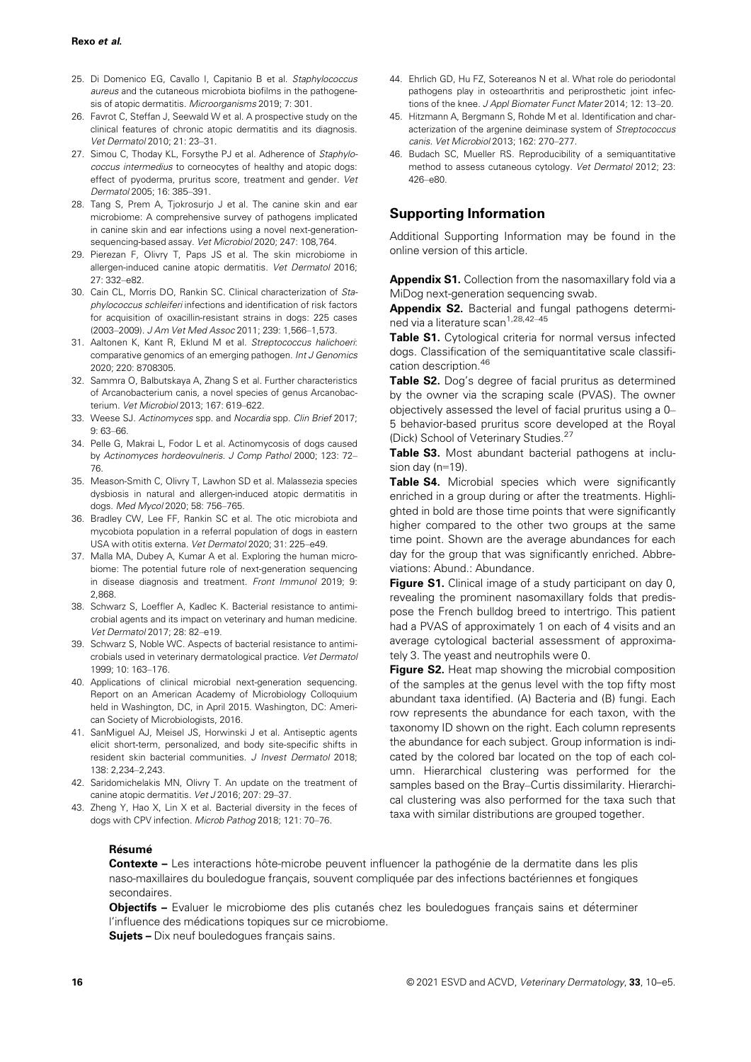25. Di Domenico EG, Cavallo I, Capitanio B et al. *Staphylococcus aureus* and the cutaneous microbiota biofilms in the pathogenesis of atopic dermatitis. *Microorganisms* 2019; 7: 301.
26. Favrot C, Steffan J, Seewald W et al. A prospective study on the clinical features of chronic atopic dermatitis and its diagnosis. *Vet Dermatol* 2010; 21: 23–31.
27. Simou C, Thoday KL, Forsythe PJ et al. Adherence of *Staphylococcus intermedius* to corneocytes of healthy and atopic dogs: effect of pyoderma, pruritus score, treatment and gender. *Vet Dermatol* 2005; 16: 385–391.
28. Tang S, Prem A, Tjokrosurjo J et al. The canine skin and ear microbiome: A comprehensive survey of pathogens implicated in canine skin and ear infections using a novel next-generation-sequencing-based assay. *Vet Microbiol* 2020; 247: 108,764.
29. Pierezan F, Olivry T, Paps JS et al. The skin microbiome in allergen-induced canine atopic dermatitis. *Vet Dermatol* 2016; 27: 332–e82.
30. Cain CL, Morris DO, Rankin SC. Clinical characterization of *Staphylococcus schleiferi* infections and identification of risk factors for acquisition of oxacillin-resistant strains in dogs: 225 cases (2003–2009). *J Am Vet Med Assoc* 2011; 239: 1,566–1,573.
31. Aaltonen K, Kant R, Eklund M et al. *Streptococcus halichoeri*: comparative genomics of an emerging pathogen. *Int J Genomics* 2020; 220: 8708305.
32. Sammra O, Balbutskaya A, Zhang S et al. Further characteristics of Arcanobacterium canis, a novel species of genus Arcanobacterium. *Vet Microbiol* 2013; 167: 619–622.
33. Weese SJ. *Actinomyces* spp. and *Nocardia* spp. *Clin Brief* 2017; 9: 63–66.
34. Pelle G, Makrai L, Fodor L et al. Actinomycosis of dogs caused by *Actinomyces hordeovulneris*. *J Comp Pathol* 2000; 123: 72–76.
35. Meason-Smith C, Olivry T, Lawhon SD et al. Malassezia species dysbiosis in natural and allergen-induced atopic dermatitis in dogs. *Med Mycol* 2020; 58: 756–765.
36. Bradley CW, Lee FF, Rankin SC et al. The otic microbiota and mycobiota population in a referral population of dogs in eastern USA with otitis externa. *Vet Dermatol* 2020; 31: 225–e49.
37. Malla MA, Dubey A, Kumar A et al. Exploring the human microbiome: The potential future role of next-generation sequencing in disease diagnosis and treatment. *Front Immunol* 2019; 9: 2,868.
38. Schwarz S, Loeffler A, Kadlec K. Bacterial resistance to antimicrobial agents and its impact on veterinary and human medicine. *Vet Dermatol* 2017; 28: 82–e19.
39. Schwarz S, Noble WC. Aspects of bacterial resistance to antimicrobials used in veterinary dermatological practice. *Vet Dermatol* 1999; 10: 163–176.
40. Applications of clinical microbial next-generation sequencing. Report on an American Academy of Microbiology Colloquium held in Washington, DC, in April 2015. Washington, DC: American Society of Microbiologists, 2016.
41. SanMiguel AJ, Meisel JS, Horwinski J et al. Antiseptic agents elicit short-term, personalized, and body site-specific shifts in resident skin bacterial communities. *J Invest Dermatol* 2018; 138: 2,234–2,243.
42. Saridomichelakis MN, Olivry T. An update on the treatment of canine atopic dermatitis. *Vet J* 2016; 207: 29–37.
43. Zheng Y, Hao X, Lin X et al. Bacterial diversity in the feces of dogs with CPV infection. *Microb Pathog* 2018; 121: 70–76.
44. Ehrlich GD, Hu FZ, Sotereanos N et al. What role do periodontal pathogens play in osteoarthritis and periprosthetic joint infections of the knee. *J Appl Biomater Funct Mater* 2014; 12: 13–20.
45. Hitzmann A, Bergmann S, Rohde M et al. Identification and characterization of the argenine deiminase system of *Streptococcus canis*. *Vet Microbiol* 2013; 162: 270–277.
46. Budach SC, Mueller RS. Reproducibility of a semiquantitative method to assess cutaneous cytology. *Vet Dermatol* 2012; 23: 426–e80.

## Supporting Information

Additional Supporting Information may be found in the online version of this article.

**Appendix S1.** Collection from the nasomaxillary fold via a MiDog next-generation sequencing swab.

**Appendix S2.** Bacterial and fungal pathogens determined via a literature scan[1,28,42–45]

**Table S1.** Cytological criteria for normal versus infected dogs. Classification of the semiquantitative scale classification description.[46]

**Table S2.** Dog's degree of facial pruritus as determined by the owner via the scraping scale (PVAS). The owner objectively assessed the level of facial pruritus using a 0–5 behavior-based pruritus score developed at the Royal (Dick) School of Veterinary Studies.[27]

**Table S3.** Most abundant bacterial pathogens at inclusion day (n=19).

**Table S4.** Microbial species which were significantly enriched in a group during or after the treatments. Highlighted in bold are those time points that were significantly higher compared to the other two groups at the same time point. Shown are the average abundances for each day for the group that was significantly enriched. Abbreviations: Abund.: Abundance.

**Figure S1.** Clinical image of a study participant on day 0, revealing the prominent nasomaxillary folds that predispose the French bulldog breed to intertrigo. This patient had a PVAS of approximately 1 on each of 4 visits and an average cytological bacterial assessment of approximately 3. The yeast and neutrophils were 0.

**Figure S2.** Heat map showing the microbial composition of the samples at the genus level with the top fifty most abundant taxa identified. (A) Bacteria and (B) fungi. Each row represents the abundance for each taxon, with the taxonomy ID shown on the right. Each column represents the abundance for each subject. Group information is indicated by the colored bar located on the top of each column. Hierarchical clustering was performed for the samples based on the Bray–Curtis dissimilarity. Hierarchical clustering was also performed for the taxa such that taxa with similar distributions are grouped together.

### Résumé

**Contexte –** Les interactions hôte-microbe peuvent influencer la pathogénie de la dermatite dans les plis naso-maxillaires du bouledogue français, souvent compliquée par des infections bactériennes et fongiques secondaires.

**Objectifs –** Evaluer le microbiome des plis cutanés chez les bouledogues français sains et déterminer l'influence des médications topiques sur ce microbiome.

**Sujets –** Dix neuf bouledogues français sains.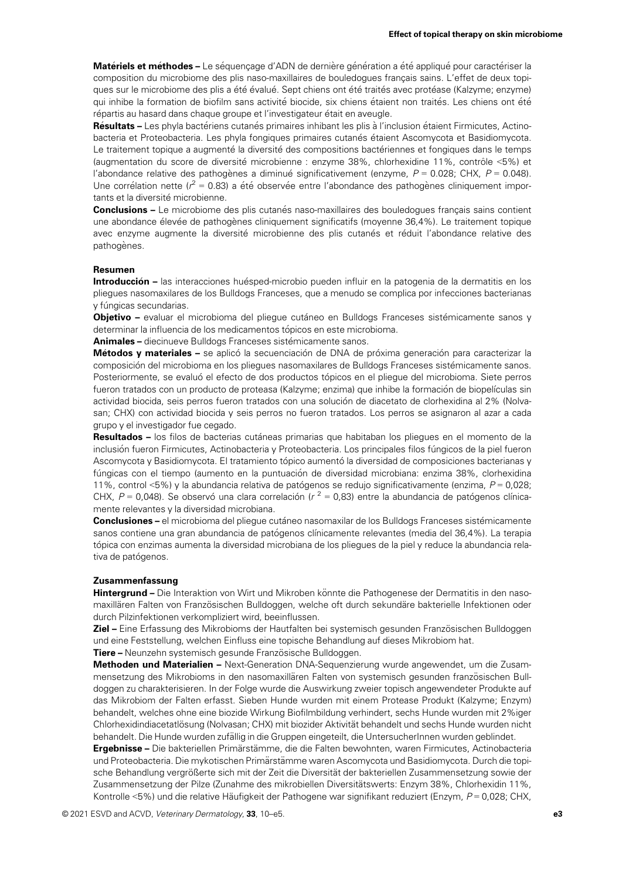**Matériels et méthodes –** Le séquençage d'ADN de dernière génération a été appliqué pour caractériser la composition du microbiome des plis naso-maxillaires de bouledogues français sains. L'effet de deux topiques sur le microbiome des plis a été évalué. Sept chiens ont été traités avec protéase (Kalzyme; enzyme) qui inhibe la formation de biofilm sans activité biocide, six chiens étaient non traités. Les chiens ont été répartis au hasard dans chaque groupe et l'investigateur était en aveugle.

**Résultats –** Les phyla bactériens cutanés primaires inhibant les plis à l'inclusion étaient Firmicutes, Actinobacteria et Proteobacteria. Les phyla fongiques primaires cutanés étaient Ascomycota et Basidiomycota. Le traitement topique a augmenté la diversité des compositions bactériennes et fongiques dans le temps (augmentation du score de diversité microbienne : enzyme 38%, chlorhexidine 11%, contrôle <5%) et l'abondance relative des pathogènes a diminué significativement (enzyme, $P = 0.028$; CHX, $P = 0.048$). Une corrélation nette ($r^2 = 0.83$) a été observée entre l'abondance des pathogènes cliniquement importants et la diversité microbienne.

**Conclusions –** Le microbiome des plis cutanés naso-maxillaires des bouledogues français sains contient une abondance élevée de pathogènes cliniquement significatifs (moyenne 36,4%). Le traitement topique avec enzyme augmente la diversité microbienne des plis cutanés et réduit l'abondance relative des pathogènes.

### Resumen

**Introducción –** las interacciones huésped-microbio pueden influir en la patogenia de la dermatitis en los pliegues nasomaxilares de los Bulldogs Franceses, que a menudo se complica por infecciones bacterianas y fúngicas secundarias.

**Objetivo –** evaluar el microbioma del pliegue cutáneo en Bulldogs Franceses sistémicamente sanos y determinar la influencia de los medicamentos tópicos en este microbioma.

**Animales –** diecinueve Bulldogs Franceses sistémicamente sanos.

**Métodos y materiales –** se aplicó la secuenciación de DNA de próxima generación para caracterizar la composición del microbioma en los pliegues nasomaxilares de Bulldogs Franceses sistémicamente sanos. Posteriormente, se evaluó el efecto de dos productos tópicos en el pliegue del microbioma. Siete perros fueron tratados con un producto de proteasa (Kalzyme; enzima) que inhibe la formación de biopelículas sin actividad biocida, seis perros fueron tratados con una solución de diacetato de clorhexidina al 2% (Nolvasan; CHX) con actividad biocida y seis perros no fueron tratados. Los perros se asignaron al azar a cada grupo y el investigador fue cegado.

**Resultados –** los filos de bacterias cutáneas primarias que habitaban los pliegues en el momento de la inclusión fueron Firmicutes, Actinobacteria y Proteobacteria. Los principales filos fúngicos de la piel fueron Ascomycota y Basidiomycota. El tratamiento tópico aumentó la diversidad de composiciones bacterianas y fúngicas con el tiempo (aumento en la puntuación de diversidad microbiana: enzima 38%, clorhexidina 11%, control <5%) y la abundancia relativa de patógenos se redujo significativamente (enzima, $P = 0{,}028$; CHX, $P = 0{,}048$). Se observó una clara correlación ($r^2 = 0{,}83$) entre la abundancia de patógenos clínicamente relevantes y la diversidad microbiana.

**Conclusiones –** el microbioma del pliegue cutáneo nasomaxilar de los Bulldogs Franceses sistémicamente sanos contiene una gran abundancia de patógenos clínicamente relevantes (media del 36,4%). La terapia tópica con enzimas aumenta la diversidad microbiana de los pliegues de la piel y reduce la abundancia relativa de patógenos.

### Zusammenfassung

**Hintergrund –** Die Interaktion von Wirt und Mikroben könnte die Pathogenese der Dermatitis in den nasomaxillären Falten von Französischen Bulldoggen, welche oft durch sekundäre bakterielle Infektionen oder durch Pilzinfektionen verkompliziert wird, beeinflussen.

**Ziel –** Eine Erfassung des Mikrobioms der Hautfalten bei systemisch gesunden Französischen Bulldoggen und eine Feststellung, welchen Einfluss eine topische Behandlung auf dieses Mikrobiom hat.

**Tiere –** Neunzehn systemisch gesunde Französische Bulldoggen.

**Methoden und Materialien –** Next-Generation DNA-Sequenzierung wurde angewendet, um die Zusammensetzung des Mikrobioms in den nasomaxillären Falten von systemisch gesunden französischen Bulldoggen zu charakterisieren. In der Folge wurde die Auswirkung zweier topisch angewendeter Produkte auf das Mikrobiom der Falten erfasst. Sieben Hunde wurden mit einem Protease Produkt (Kalzyme; Enzym) behandelt, welches ohne eine biozide Wirkung Biofilmbildung verhindert, sechs Hunde wurden mit 2%iger Chlorhexidindiacetatlösung (Nolvasan; CHX) mit biozider Aktivität behandelt und sechs Hunde wurden nicht behandelt. Die Hunde wurden zufällig in die Gruppen eingeteilt, die UntersucherInnen wurden geblindet.

**Ergebnisse –** Die bakteriellen Primärstämme, die die Falten bewohnten, waren Firmicutes, Actinobacteria und Proteobacteria. Die mykotischen Primärstämme waren Ascomycota und Basidiomycota. Durch die topische Behandlung vergrößerte sich mit der Zeit die Diversität der bakteriellen Zusammensetzung sowie der Zusammensetzung der Pilze (Zunahme des mikrobiellen Diversitätswerts: Enzym 38%, Chlorhexidin 11%, Kontrolle <5%) und die relative Häufigkeit der Pathogene war signifikant reduziert (Enzym, $P = 0{,}028$; CHX,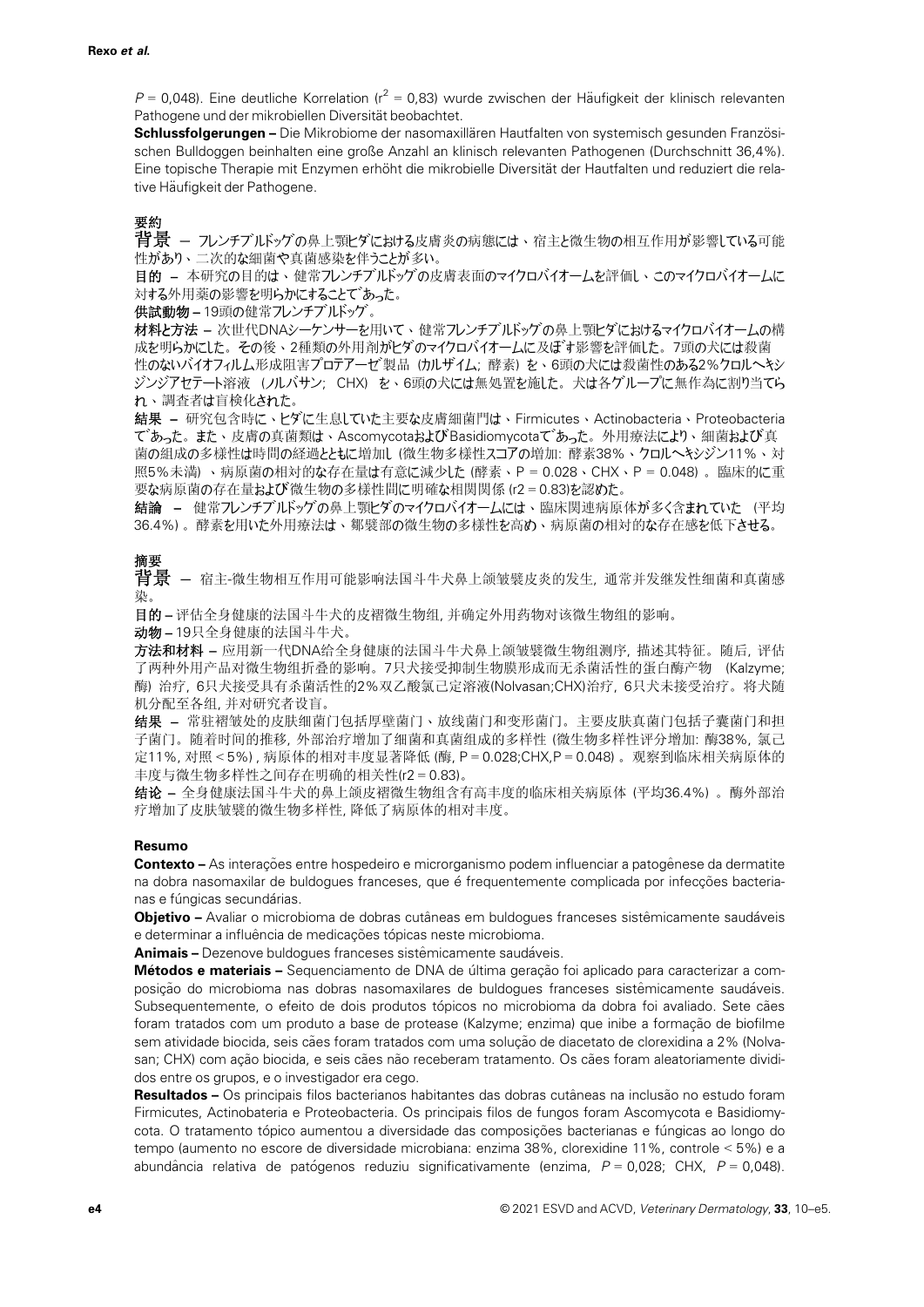$P$ = 0,048). Eine deutliche Korrelation ($r^2$ = 0,83) wurde zwischen der Häufigkeit der klinisch relevanten Pathogene und der mikrobiellen Diversität beobachtet.

**Schlussfolgerungen –** Die Mikrobiome der nasomaxillären Hautfalten von systemisch gesunden Französischen Bulldoggen beinhalten eine große Anzahl an klinisch relevanten Pathogenen (Durchschnitt 36,4%). Eine topische Therapie mit Enzymen erhöht die mikrobielle Diversität der Hautfalten und reduziert die relative Häufigkeit der Pathogene.

## 要約

**背景** – フレンチブルドッグの鼻上顎ヒダにおける皮膚炎の病態には、宿主と微生物の相互作用が影響している可能性があり、二次的な細菌や真菌感染を伴うことが多い。

**目的** – 本研究の目的は、健常フレンチブルドッグの皮膚表面のマイクロバイオームを評価し、このマイクロバイオームに対する外用薬の影響を明らかにすることであった。

**供試動物** – 19頭の健常フレンチブルドッグ。

**材料と方法** – 次世代DNAシーケンサーを用いて、健常フレンチブルドッグの鼻上顎ヒダにおけるマイクロバイオームの構成を明らかにした。その後、2種類の外用剤がヒダのマイクロバイオームに及ぼす影響を評価した。7頭の犬には殺菌性のないバイオフィルム形成阻害プロテアーゼ製品（カルザイム; 酵素）を、6頭の犬には殺菌性のある2%クロルヘキシジンジアセテート溶液（ノルバサン; CHX）を、6頭の犬には無処置を施した。犬は各グループに無作為に割り当てられ、調査者は盲検化された。

**結果** – 研究包含時に、ヒダに生息していた主要な皮膚細菌門は、Firmicutes、Actinobacteria、Proteobacteriaであった。また、皮膚の真菌類は、AscomycotaおよびBasidiomycotaであった。外用療法により、細菌および真菌の組成の多様性は時間の経過とともに増加し（微生物多様性スコアの増加: 酵素38%、クロルヘキシジン11%、対照5%未満）、病原菌の相対的な存在量は有意に減少した（酵素、P = 0.028、CHX、P = 0.048）。臨床的に重要な病原菌の存在量および微生物の多様性間に明確な相関関係（r2 = 0.83)を認めた。

**結論** – 健常フレンチブルドッグの鼻上顎ヒダのマイクロバイオームには、臨床関連病原体が多く含まれていた（平均36.4%）。酵素を用いた外用療法は、皺襞部の微生物の多様性を高め、病原菌の相対的な存在感を低下させる。

## 摘要

**背景** – 宿主-微生物相互作用可能影响法国斗牛犬鼻上颌皱襞皮炎的发生，通常并发继发性细菌和真菌感染。

**目的** – 评估全身健康的法国斗牛犬的皮褶微生物组，并确定外用药物对该微生物组的影响。

**动物** – 19只全身健康的法国斗牛犬。

**方法和材料** – 应用新一代DNA给全身健康的法国斗牛犬鼻上颌皱襞微生物组测序，描述其特征。随后，评估了两种外用产品对微生物组折叠的影响。7只犬接受抑制生物膜形成而无杀菌活性的蛋白酶产物（Kalzyme; 酶）治疗，6只犬接受具有杀菌活性的2%双乙酸氯己定溶液(Nolvasan;CHX)治疗，6只犬未接受治疗。将犬随机分配至各组，并对研究者设盲。

**结果** – 常驻褶皱处的皮肤细菌门包括厚壁菌门、放线菌门和变形菌门。主要皮肤真菌门包括子囊菌门和担子菌门。随着时间的推移，外部治疗增加了细菌和真菌组成的多样性（微生物多样性评分增加: 酶38%，氯己定11%，对照 < 5%），病原体的相对丰度显著降低（酶，P = 0.028;CHX,P = 0.048）。观察到临床相关病原体的丰度与微生物多样性之间存在明确的相关性(r2 = 0.83)。

**结论** – 全身健康法国斗牛犬的鼻上颌皮褶微生物组含有高丰度的临床相关病原体（平均36.4%）。酶外部治疗增加了皮肤皱襞的微生物多样性，降低了病原体的相对丰度。

## Resumo

**Contexto –** As interações entre hospedeiro e microrganismo podem influenciar a patogênese da dermatite na dobra nasomaxilar de buldogues franceses, que é frequentemente complicada por infecções bacterianas e fúngicas secundárias.

**Objetivo –** Avaliar o microbioma de dobras cutâneas em buldogues franceses sistêmicamente saudáveis e determinar a influência de medicações tópicas neste microbioma.

**Animais –** Dezenove buldogues franceses sistêmicamente saudáveis.

**Métodos e materiais –** Sequenciamento de DNA de última geração foi aplicado para caracterizar a composição do microbioma nas dobras nasomaxilares de buldogues franceses sistêmicamente saudáveis. Subsequentemente, o efeito de dois produtos tópicos no microbioma da dobra foi avaliado. Sete cães foram tratados com um produto a base de protease (Kalzyme; enzima) que inibe a formação de biofilme sem atividade biocida, seis cães foram tratados com uma solução de diacetato de clorexidina a 2% (Nolvasan; CHX) com ação biocida, e seis cães não receberam tratamento. Os cães foram aleatoriamente divididos entre os grupos, e o investigador era cego.

**Resultados –** Os principais filos bacterianos habitantes das dobras cutâneas na inclusão no estudo foram Firmicutes, Actinobateria e Proteobacteria. Os principais filos de fungos foram Ascomycota e Basidiomycota. O tratamento tópico aumentou a diversidade das composições bacterianas e fúngicas ao longo do tempo (aumento no escore de diversidade microbiana: enzima 38%, clorexidine 11%, controle < 5%) e a abundância relativa de patógenos reduziu significativamente (enzima, $P$ = 0,028; CHX, $P$ = 0,048).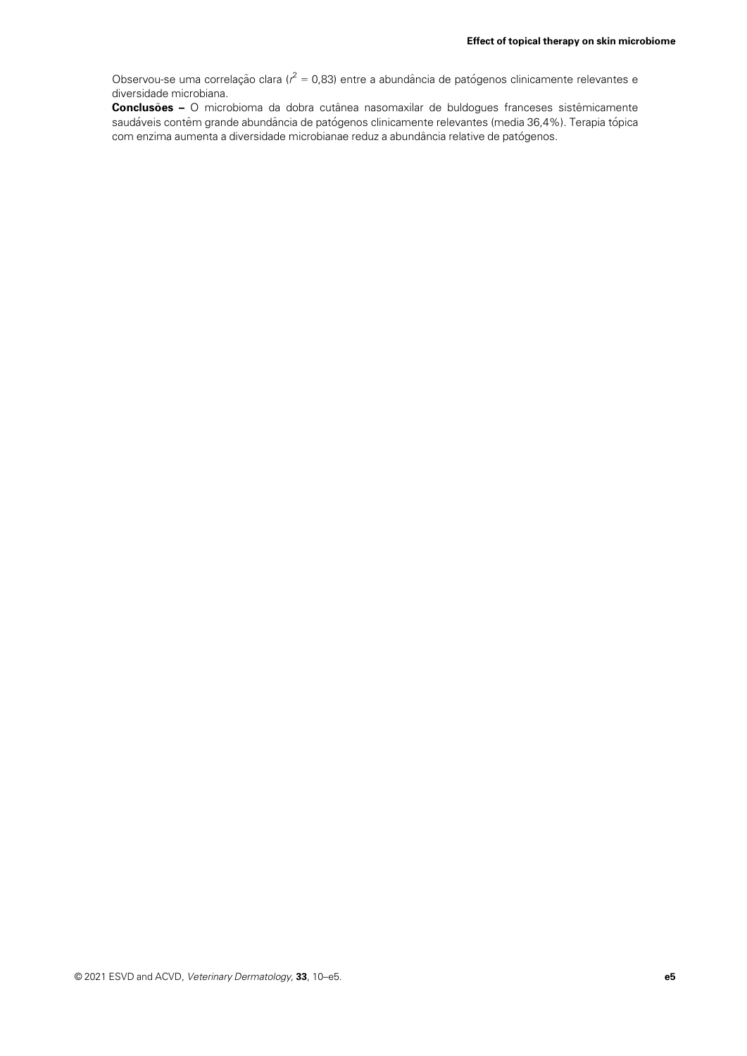Observou-se uma correlação clara ($r^2$ = 0,83) entre a abundância de patógenos clinicamente relevantes e diversidade microbiana.

**Conclusões –** O microbioma da dobra cutânea nasomaxilar de buldogues franceses sistêmicamente saudáveis contêm grande abundância de patógenos clinicamente relevantes (media 36,4%). Terapia tópica com enzima aumenta a diversidade microbianae reduz a abundância relative de patógenos.